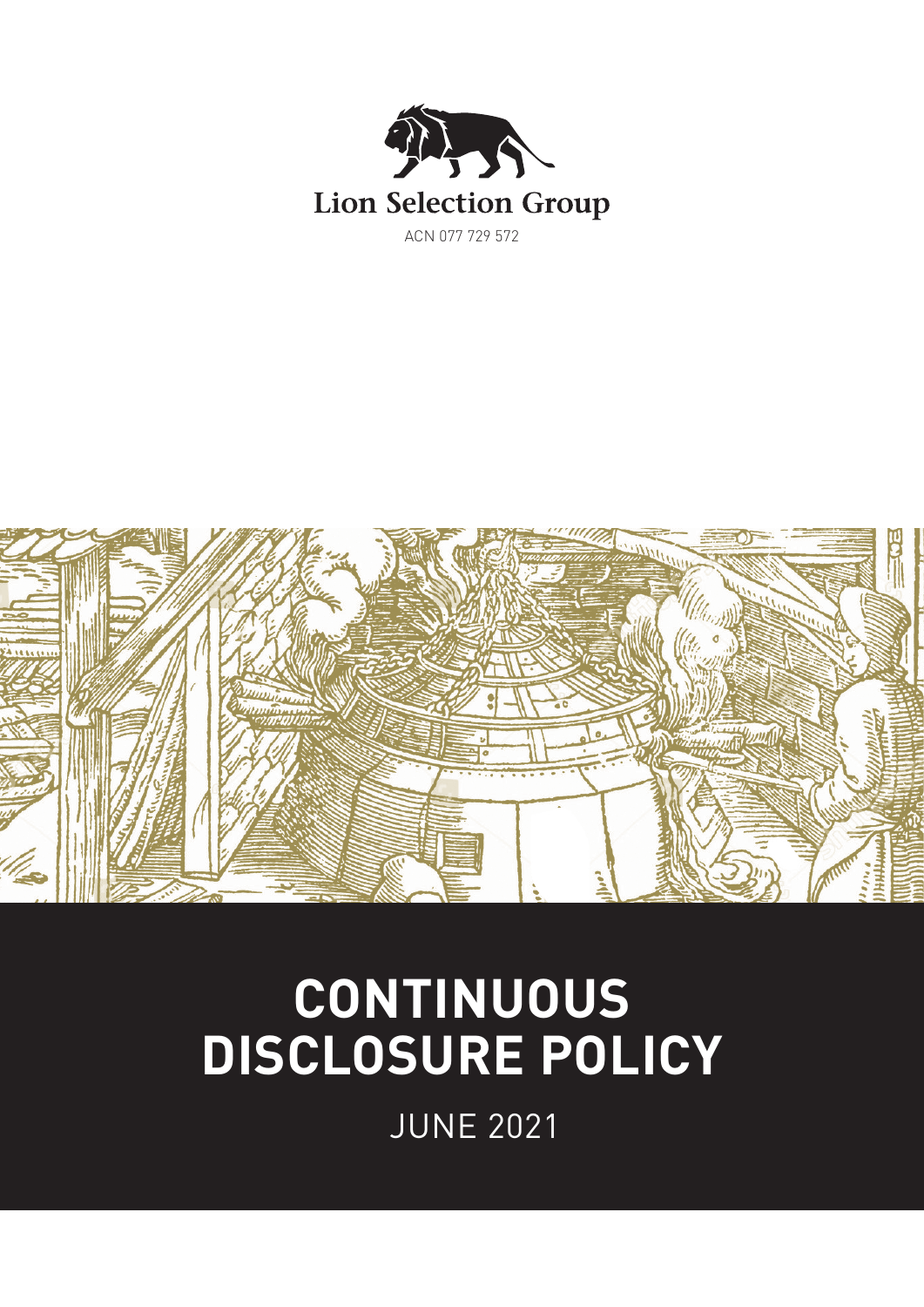Lion Selection Group

ACN 077 729 572

# CONTINUOUS DISCLOSURE POLICY

JUNE 2021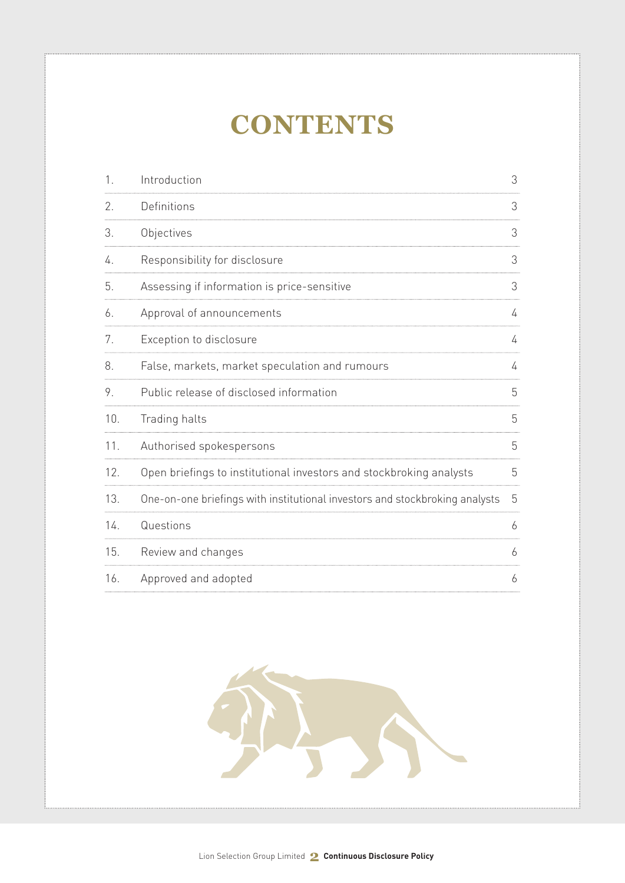# CONTENTS

| | | |
|---|---|---|
| 1. | Introduction | 3 |
| 2. | Definitions | 3 |
| 3. | Objectives | 3 |
| 4. | Responsibility for disclosure | 3 |
| 5. | Assessing if information is price-sensitive | 3 |
| 6. | Approval of announcements | 4 |
| 7. | Exception to disclosure | 4 |
| 8. | False, markets, market speculation and rumours | 4 |
| 9. | Public release of disclosed information | 5 |
| 10. | Trading halts | 5 |
| 11. | Authorised spokespersons | 5 |
| 12. | Open briefings to institutional investors and stockbroking analysts | 5 |
| 13. | One-on-one briefings with institutional investors and stockbroking analysts | 5 |
| 14. | Questions | 6 |
| 15. | Review and changes | 6 |
| 16. | Approved and adopted | 6 |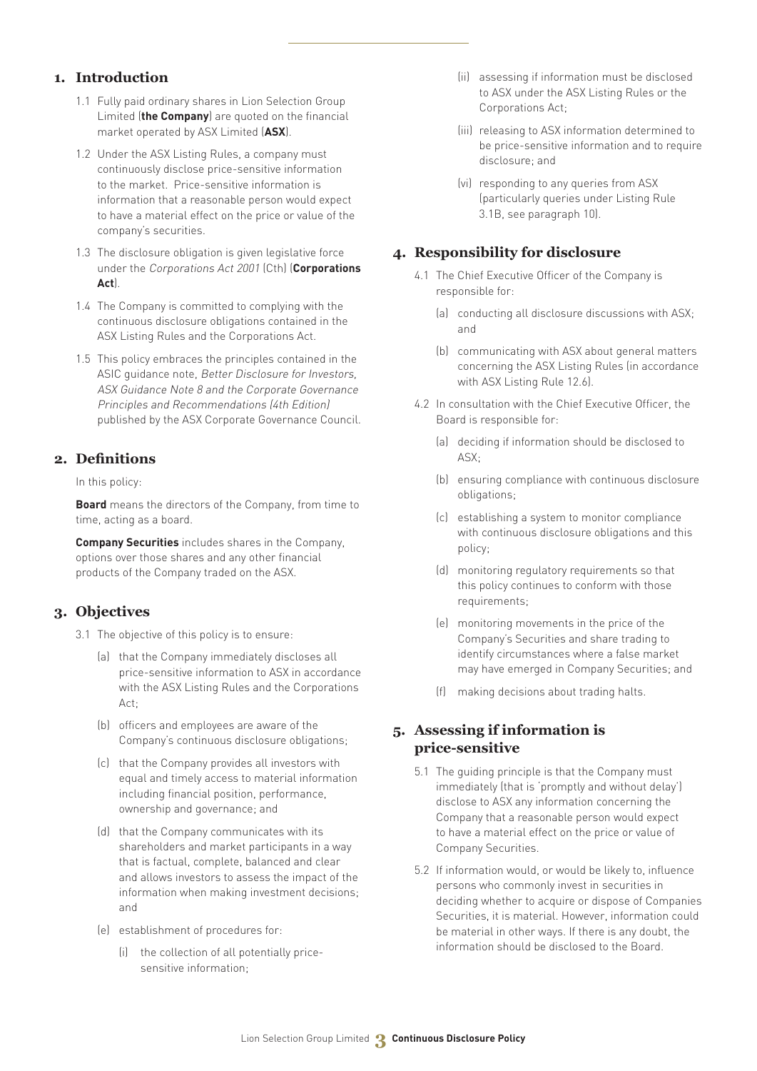## 1. Introduction

1.1 Fully paid ordinary shares in Lion Selection Group Limited (**the Company**) are quoted on the financial market operated by ASX Limited (**ASX**).

1.2 Under the ASX Listing Rules, a company must continuously disclose price-sensitive information to the market. Price-sensitive information is information that a reasonable person would expect to have a material effect on the price or value of the company's securities.

1.3 The disclosure obligation is given legislative force under the *Corporations Act 2001* (Cth) (**Corporations Act**).

1.4 The Company is committed to complying with the continuous disclosure obligations contained in the ASX Listing Rules and the Corporations Act.

1.5 This policy embraces the principles contained in the ASIC guidance note, *Better Disclosure for Investors, ASX Guidance Note 8 and the Corporate Governance Principles and Recommendations (4th Edition)* published by the ASX Corporate Governance Council.

## 2. Definitions

In this policy:

**Board** means the directors of the Company, from time to time, acting as a board.

**Company Securities** includes shares in the Company, options over those shares and any other financial products of the Company traded on the ASX.

## 3. Objectives

3.1 The objective of this policy is to ensure:

(a) that the Company immediately discloses all price-sensitive information to ASX in accordance with the ASX Listing Rules and the Corporations Act;

(b) officers and employees are aware of the Company's continuous disclosure obligations;

(c) that the Company provides all investors with equal and timely access to material information including financial position, performance, ownership and governance; and

(d) that the Company communicates with its shareholders and market participants in a way that is factual, complete, balanced and clear and allows investors to assess the impact of the information when making investment decisions; and

(e) establishment of procedures for:

(i) the collection of all potentially price-sensitive information;

(ii) assessing if information must be disclosed to ASX under the ASX Listing Rules or the Corporations Act;

(iii) releasing to ASX information determined to be price-sensitive information and to require disclosure; and

(vi) responding to any queries from ASX (particularly queries under Listing Rule 3.1B, see paragraph 10).

## 4. Responsibility for disclosure

4.1 The Chief Executive Officer of the Company is responsible for:

(a) conducting all disclosure discussions with ASX; and

(b) communicating with ASX about general matters concerning the ASX Listing Rules (in accordance with ASX Listing Rule 12.6).

4.2 In consultation with the Chief Executive Officer, the Board is responsible for:

(a) deciding if information should be disclosed to ASX;

(b) ensuring compliance with continuous disclosure obligations;

(c) establishing a system to monitor compliance with continuous disclosure obligations and this policy;

(d) monitoring regulatory requirements so that this policy continues to conform with those requirements;

(e) monitoring movements in the price of the Company's Securities and share trading to identify circumstances where a false market may have emerged in Company Securities; and

(f) making decisions about trading halts.

## 5. Assessing if information is price-sensitive

5.1 The guiding principle is that the Company must immediately (that is 'promptly and without delay') disclose to ASX any information concerning the Company that a reasonable person would expect to have a material effect on the price or value of Company Securities.

5.2 If information would, or would be likely to, influence persons who commonly invest in securities in deciding whether to acquire or dispose of Companies Securities, it is material. However, information could be material in other ways. If there is any doubt, the information should be disclosed to the Board.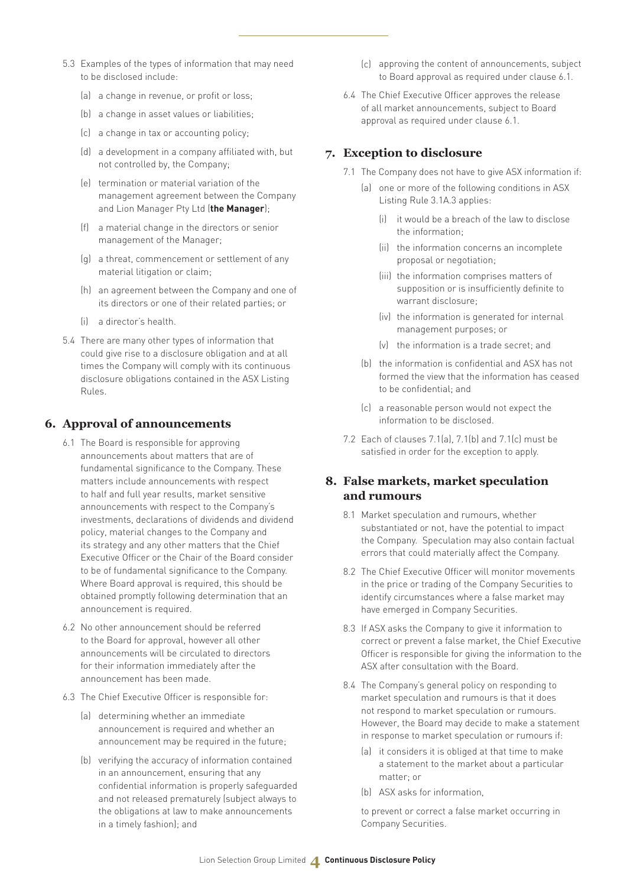5.3 Examples of the types of information that may need to be disclosed include:

(a) a change in revenue, or profit or loss;

(b) a change in asset values or liabilities;

(c) a change in tax or accounting policy;

(d) a development in a company affiliated with, but not controlled by, the Company;

(e) termination or material variation of the management agreement between the Company and Lion Manager Pty Ltd (**the Manager**);

(f) a material change in the directors or senior management of the Manager;

(g) a threat, commencement or settlement of any material litigation or claim;

(h) an agreement between the Company and one of its directors or one of their related parties; or

(i) a director's health.

5.4 There are many other types of information that could give rise to a disclosure obligation and at all times the Company will comply with its continuous disclosure obligations contained in the ASX Listing Rules.

## 6. Approval of announcements

6.1 The Board is responsible for approving announcements about matters that are of fundamental significance to the Company. These matters include announcements with respect to half and full year results, market sensitive announcements with respect to the Company's investments, declarations of dividends and dividend policy, material changes to the Company and its strategy and any other matters that the Chief Executive Officer or the Chair of the Board consider to be of fundamental significance to the Company. Where Board approval is required, this should be obtained promptly following determination that an announcement is required.

6.2 No other announcement should be referred to the Board for approval, however all other announcements will be circulated to directors for their information immediately after the announcement has been made.

6.3 The Chief Executive Officer is responsible for:

(a) determining whether an immediate announcement is required and whether an announcement may be required in the future;

(b) verifying the accuracy of information contained in an announcement, ensuring that any confidential information is properly safeguarded and not released prematurely (subject always to the obligations at law to make announcements in a timely fashion); and

(c) approving the content of announcements, subject to Board approval as required under clause 6.1.

6.4 The Chief Executive Officer approves the release of all market announcements, subject to Board approval as required under clause 6.1.

## 7. Exception to disclosure

7.1 The Company does not have to give ASX information if:

(a) one or more of the following conditions in ASX Listing Rule 3.1A.3 applies:

(i) it would be a breach of the law to disclose the information;

(ii) the information concerns an incomplete proposal or negotiation;

(iii) the information comprises matters of supposition or is insufficiently definite to warrant disclosure;

(iv) the information is generated for internal management purposes; or

(v) the information is a trade secret; and

(b) the information is confidential and ASX has not formed the view that the information has ceased to be confidential; and

(c) a reasonable person would not expect the information to be disclosed.

7.2 Each of clauses 7.1(a), 7.1(b) and 7.1(c) must be satisfied in order for the exception to apply.

## 8. False markets, market speculation and rumours

8.1 Market speculation and rumours, whether substantiated or not, have the potential to impact the Company. Speculation may also contain factual errors that could materially affect the Company.

8.2 The Chief Executive Officer will monitor movements in the price or trading of the Company Securities to identify circumstances where a false market may have emerged in Company Securities.

8.3 If ASX asks the Company to give it information to correct or prevent a false market, the Chief Executive Officer is responsible for giving the information to the ASX after consultation with the Board.

8.4 The Company's general policy on responding to market speculation and rumours is that it does not respond to market speculation or rumours. However, the Board may decide to make a statement in response to market speculation or rumours if:

(a) it considers it is obliged at that time to make a statement to the market about a particular matter; or

(b) ASX asks for information,

to prevent or correct a false market occurring in Company Securities.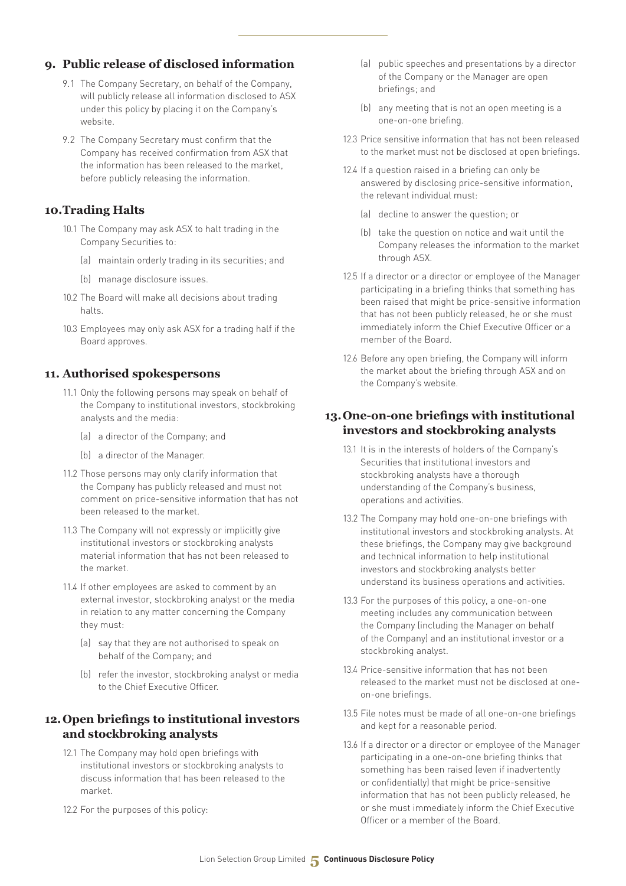## 9. Public release of disclosed information

9.1 The Company Secretary, on behalf of the Company, will publicly release all information disclosed to ASX under this policy by placing it on the Company's website.

9.2 The Company Secretary must confirm that the Company has received confirmation from ASX that the information has been released to the market, before publicly releasing the information.

## 10. Trading Halts

10.1 The Company may ask ASX to halt trading in the Company Securities to:

(a) maintain orderly trading in its securities; and

(b) manage disclosure issues.

10.2 The Board will make all decisions about trading halts.

10.3 Employees may only ask ASX for a trading half if the Board approves.

## 11. Authorised spokespersons

11.1 Only the following persons may speak on behalf of the Company to institutional investors, stockbroking analysts and the media:

(a) a director of the Company; and

(b) a director of the Manager.

11.2 Those persons may only clarify information that the Company has publicly released and must not comment on price-sensitive information that has not been released to the market.

11.3 The Company will not expressly or implicitly give institutional investors or stockbroking analysts material information that has not been released to the market.

11.4 If other employees are asked to comment by an external investor, stockbroking analyst or the media in relation to any matter concerning the Company they must:

(a) say that they are not authorised to speak on behalf of the Company; and

(b) refer the investor, stockbroking analyst or media to the Chief Executive Officer.

## 12. Open briefings to institutional investors and stockbroking analysts

12.1 The Company may hold open briefings with institutional investors or stockbroking analysts to discuss information that has been released to the market.

12.2 For the purposes of this policy:

(a) public speeches and presentations by a director of the Company or the Manager are open briefings; and

(b) any meeting that is not an open meeting is a one-on-one briefing.

12.3 Price sensitive information that has not been released to the market must not be disclosed at open briefings.

12.4 If a question raised in a briefing can only be answered by disclosing price-sensitive information, the relevant individual must:

(a) decline to answer the question; or

(b) take the question on notice and wait until the Company releases the information to the market through ASX.

12.5 If a director or a director or employee of the Manager participating in a briefing thinks that something has been raised that might be price-sensitive information that has not been publicly released, he or she must immediately inform the Chief Executive Officer or a member of the Board.

12.6 Before any open briefing, the Company will inform the market about the briefing through ASX and on the Company's website.

## 13. One-on-one briefings with institutional investors and stockbroking analysts

13.1 It is in the interests of holders of the Company's Securities that institutional investors and stockbroking analysts have a thorough understanding of the Company's business, operations and activities.

13.2 The Company may hold one-on-one briefings with institutional investors and stockbroking analysts. At these briefings, the Company may give background and technical information to help institutional investors and stockbroking analysts better understand its business operations and activities.

13.3 For the purposes of this policy, a one-on-one meeting includes any communication between the Company (including the Manager on behalf of the Company) and an institutional investor or a stockbroking analyst.

13.4 Price-sensitive information that has not been released to the market must not be disclosed at one-on-one briefings.

13.5 File notes must be made of all one-on-one briefings and kept for a reasonable period.

13.6 If a director or a director or employee of the Manager participating in a one-on-one briefing thinks that something has been raised (even if inadvertently or confidentially) that might be price-sensitive information that has not been publicly released, he or she must immediately inform the Chief Executive Officer or a member of the Board.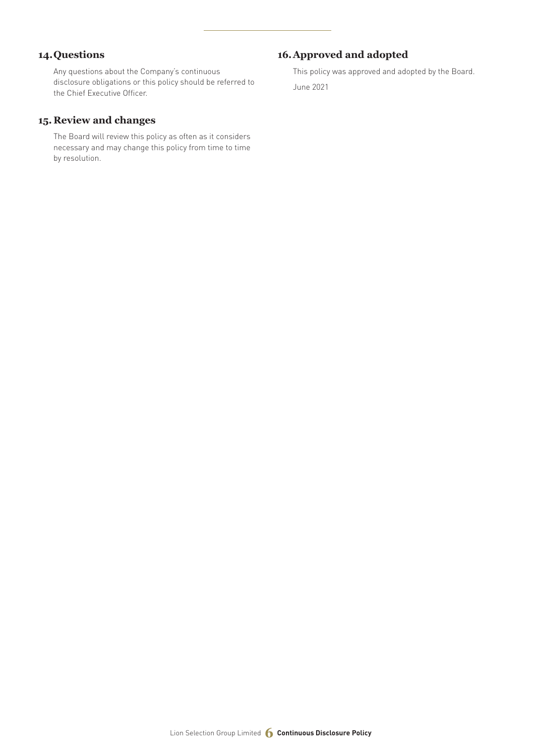## 14. Questions

Any questions about the Company's continuous disclosure obligations or this policy should be referred to the Chief Executive Officer.

## 15. Review and changes

The Board will review this policy as often as it considers necessary and may change this policy from time to time by resolution.

## 16. Approved and adopted

This policy was approved and adopted by the Board.

June 2021